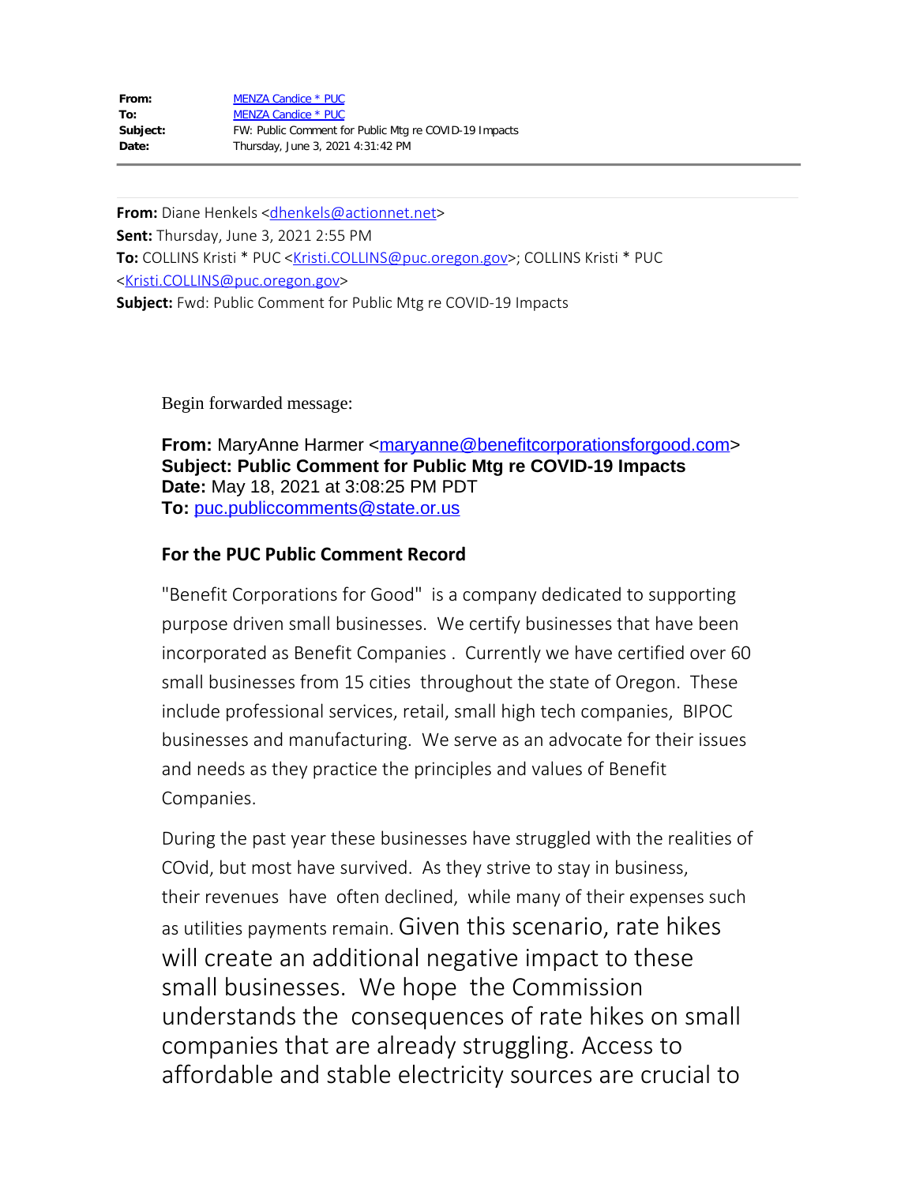| | |
|---|---|
| **From:** | MENZA Candice * PUC |
| **To:** | MENZA Candice * PUC |
| **Subject:** | FW: Public Comment for Public Mtg re COVID-19 Impacts |
| **Date:** | Thursday, June 3, 2021 4:31:42 PM |

---

**From:** Diane Henkels <dhenkels@actionnet.net>
**Sent:** Thursday, June 3, 2021 2:55 PM
**To:** COLLINS Kristi * PUC <Kristi.COLLINS@puc.oregon.gov>; COLLINS Kristi * PUC <Kristi.COLLINS@puc.oregon.gov>
**Subject:** Fwd: Public Comment for Public Mtg re COVID-19 Impacts

Begin forwarded message:

**From:** MaryAnne Harmer <maryanne@benefitcorporationsforgood.com>
**Subject: Public Comment for Public Mtg re COVID-19 Impacts**
**Date:** May 18, 2021 at 3:08:25 PM PDT
**To:** puc.publiccomments@state.or.us

**For the PUC Public Comment Record**

"Benefit Corporations for Good" is a company dedicated to supporting purpose driven small businesses. We certify businesses that have been incorporated as Benefit Companies . Currently we have certified over 60 small businesses from 15 cities throughout the state of Oregon. These include professional services, retail, small high tech companies, BIPOC businesses and manufacturing. We serve as an advocate for their issues and needs as they practice the principles and values of Benefit Companies.

During the past year these businesses have struggled with the realities of COvid, but most have survived. As they strive to stay in business, their revenues have often declined, while many of their expenses such as utilities payments remain. Given this scenario, rate hikes will create an additional negative impact to these small businesses. We hope the Commission understands the consequences of rate hikes on small companies that are already struggling. Access to affordable and stable electricity sources are crucial to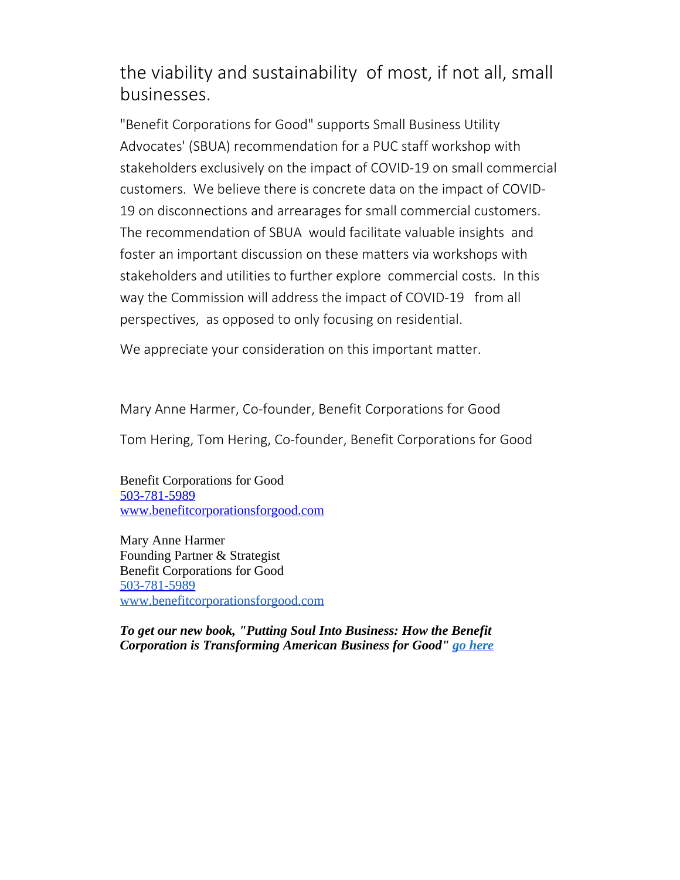the viability and sustainability of most, if not all, small businesses.

"Benefit Corporations for Good" supports Small Business Utility Advocates' (SBUA) recommendation for a PUC staff workshop with stakeholders exclusively on the impact of COVID-19 on small commercial customers. We believe there is concrete data on the impact of COVID-19 on disconnections and arrearages for small commercial customers. The recommendation of SBUA would facilitate valuable insights and foster an important discussion on these matters via workshops with stakeholders and utilities to further explore commercial costs. In this way the Commission will address the impact of COVID-19 from all perspectives, as opposed to only focusing on residential.

We appreciate your consideration on this important matter.

Mary Anne Harmer, Co-founder, Benefit Corporations for Good

Tom Hering, Tom Hering, Co-founder, Benefit Corporations for Good

Benefit Corporations for Good
503-781-5989
www.benefitcorporationsforgood.com

Mary Anne Harmer
Founding Partner & Strategist
Benefit Corporations for Good
503-781-5989
www.benefitcorporationsforgood.com

***To get our new book, "Putting Soul Into Business: How the Benefit Corporation is Transforming American Business for Good" go here***